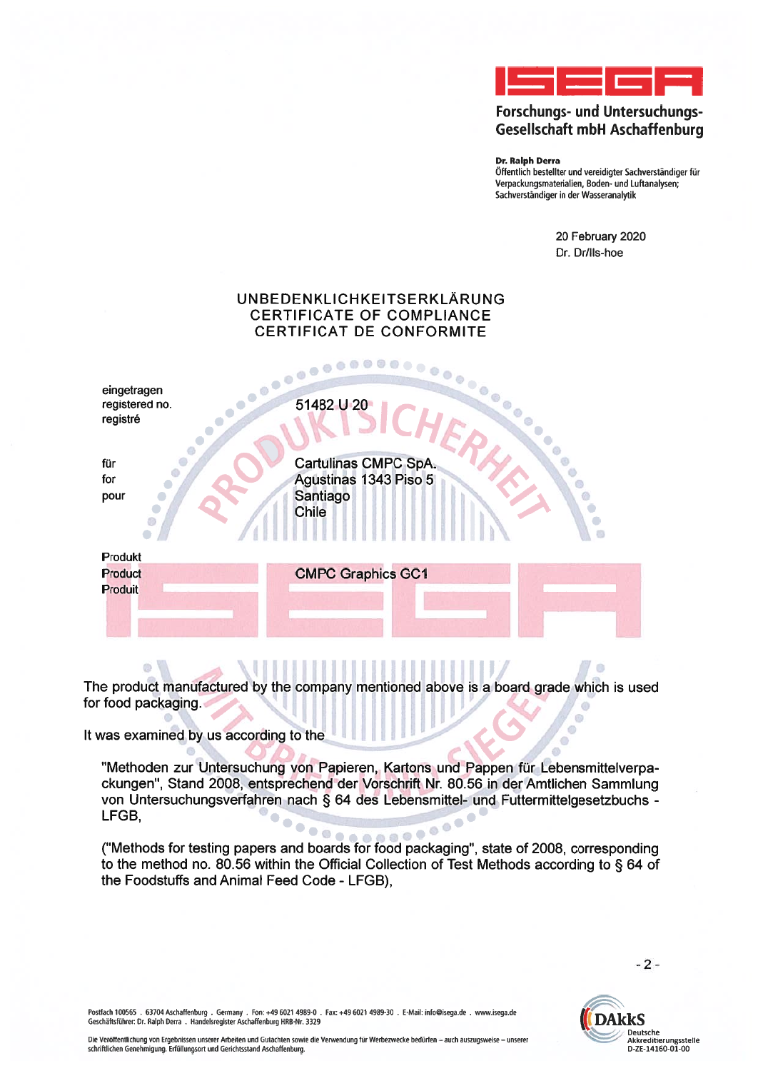**ISEGA**

**Forschungs- und Untersuchungs-Gesellschaft mbH Aschaffenburg**

**Dr. Ralph Derra**
Öffentlich bestellter und vereidigter Sachverständiger für Verpackungsmaterialien, Boden- und Luftanalysen; Sachverständiger in der Wasseranalytik

20 February 2020
Dr. Dr/Ils-hoe

# UNBEDENKLICHKEITSERKLÄRUNG
# CERTIFICATE OF COMPLIANCE
# CERTIFICAT DE CONFORMITE

| | |
|---|---|
| eingetragen<br>registered no.<br>registré | 51482 U 20 |
| für<br>for<br>pour | Cartulinas CMPC SpA.<br>Agustinas 1343 Piso 5<br>Santiago<br>Chile |
| Produkt<br>Product<br>Produit | CMPC Graphics GC1 |

The product manufactured by the company mentioned above is a board grade which is used for food packaging.

It was examined by us according to the

> "Methoden zur Untersuchung von Papieren, Kartons und Pappen für Lebensmittelverpackungen", Stand 2008, entsprechend der Vorschrift Nr. 80.56 in der Amtlichen Sammlung von Untersuchungsverfahren nach § 64 des Lebensmittel- und Futtermittelgesetzbuchs - LFGB,
>
> ("Methods for testing papers and boards for food packaging", state of 2008, corresponding to the method no. 80.56 within the Official Collection of Test Methods according to § 64 of the Foodstuffs and Animal Feed Code - LFGB),

Postfach 100565 . 63704 Aschaffenburg . Germany . Fon: +49 6021 4989-0 . Fax: +49 6021 4989-30 . E-Mail: info@isega.de . www.isega.de
Geschäftsführer: Dr. Ralph Derra . Handelsregister Aschaffenburg HRB-Nr. 3329

Die Veröffentlichung von Ergebnissen unserer Arbeiten und Gutachten sowie die Verwendung für Werbezwecke bedürfen – auch auszugsweise – unserer schriftlichen Genehmigung. Erfüllungsort und Gerichtsstand Aschaffenburg.

DAkkS Deutsche Akkreditierungsstelle D-ZE-14160-01-00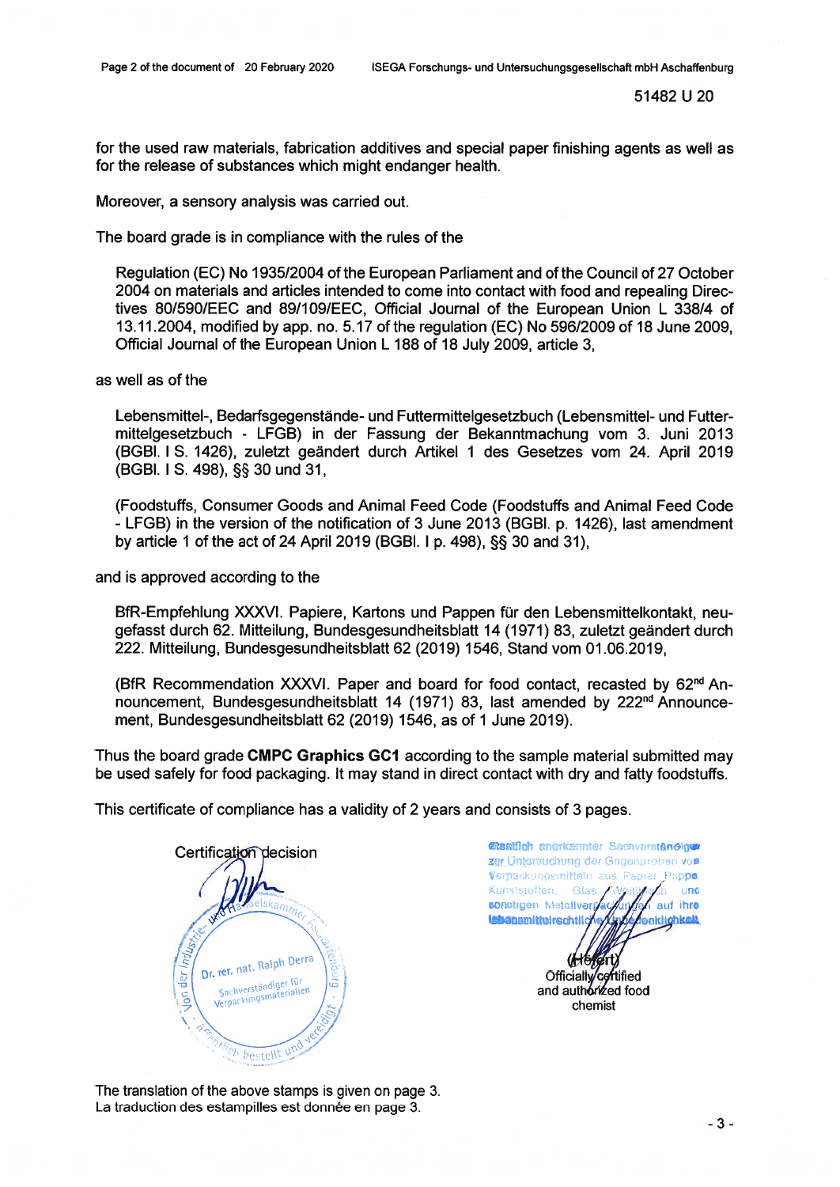51482 U 20

for the used raw materials, fabrication additives and special paper finishing agents as well as for the release of substances which might endanger health.

Moreover, a sensory analysis was carried out.

The board grade is in compliance with the rules of the

> Regulation (EC) No 1935/2004 of the European Parliament and of the Council of 27 October 2004 on materials and articles intended to come into contact with food and repealing Directives 80/590/EEC and 89/109/EEC, Official Journal of the European Union L 338/4 of 13.11.2004, modified by app. no. 5.17 of the regulation (EC) No 596/2009 of 18 June 2009, Official Journal of the European Union L 188 of 18 July 2009, article 3,

as well as of the

> Lebensmittel-, Bedarfsgegenstände- und Futtermittelgesetzbuch (Lebensmittel- und Futtermittelgesetzbuch - LFGB) in der Fassung der Bekanntmachung vom 3. Juni 2013 (BGBl. I S. 1426), zuletzt geändert durch Artikel 1 des Gesetzes vom 24. April 2019 (BGBl. I S. 498), §§ 30 und 31,
>
> (Foodstuffs, Consumer Goods and Animal Feed Code (Foodstuffs and Animal Feed Code - LFGB) in the version of the notification of 3 June 2013 (BGBl. p. 1426), last amendment by article 1 of the act of 24 April 2019 (BGBl. I p. 498), §§ 30 and 31),

and is approved according to the

> BfR-Empfehlung XXXVI. Papiere, Kartons und Pappen für den Lebensmittelkontakt, neugefasst durch 62. Mitteilung, Bundesgesundheitsblatt 14 (1971) 83, zuletzt geändert durch 222. Mitteilung, Bundesgesundheitsblatt 62 (2019) 1546, Stand vom 01.06.2019,
>
> (BfR Recommendation XXXVI. Paper and board for food contact, recasted by 62nd Announcement, Bundesgesundheitsblatt 14 (1971) 83, last amended by 222nd Announcement, Bundesgesundheitsblatt 62 (2019) 1546, as of 1 June 2019).

Thus the board grade **CMPC Graphics GC1** according to the sample material submitted may be used safely for food packaging. It may stand in direct contact with dry and fatty foodstuffs.

This certificate of compliance has a validity of 2 years and consists of 3 pages.

Certification decision

Dr. rer. nat. Ralph Derra
Sachverständiger für Verpackungsmaterialien
Von der Industrie- und Handelskammer Aschaffenburg öffentlich bestellt und vereidigt

Staatlich anerkannter Sachverständiger zur Untersuchung der Gegenproben von Verpackungsmitteln aus Papier, Pappe, Kunststoffen, Glas, Weißblech und sonstigen Metallverpackungen auf ihre lebensmittelrechtliche Unbedenklichkeit

(Hofert)
Officially certified and authorized food chemist

The translation of the above stamps is given on page 3.
La traduction des estampilles est donnée en page 3.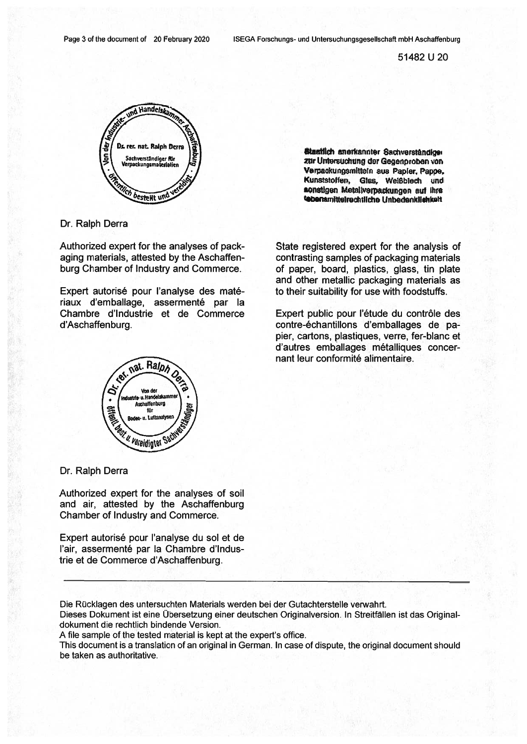51482 U 20

Dr. rer. nat. Ralph Derra
Sachverständiger für Verpackungsmaterialien
Von der Industrie- und Handelskammer Aschaffenburg öffentlich bestellt und vereidigt

Dr. Ralph Derra

Authorized expert for the analyses of packaging materials, attested by the Aschaffenburg Chamber of Industry and Commerce.

Expert autorisé pour l'analyse des matériaux d'emballage, assermenté par la Chambre d'Industrie et de Commerce d'Aschaffenburg.

**Staatlich anerkannter Sachverständiger zur Untersuchung der Gegenproben von Verpackungsmitteln aus Papier, Pappe, Kunststoffen, Glas, Weißblech und sonstigen Metallverpackungen auf ihre lebensmittelrechtliche Unbedenklichkeit**

State registered expert for the analysis of contrasting samples of packaging materials of paper, board, plastics, glass, tin plate and other metallic packaging materials as to their suitability for use with foodstuffs.

Expert public pour l'étude du contrôle des contre-échantillons d'emballages de papier, cartons, plastiques, verre, fer-blanc et d'autres emballages métalliques concernant leur conformité alimentaire.

Dr. rer. nat. Ralph Derra
Von der Industrie- u. Handelskammer Aschaffenburg für Boden- u. Luftanalysen
öffentl. best. u. vereidigter Sachverständiger

Dr. Ralph Derra

Authorized expert for the analyses of soil and air, attested by the Aschaffenburg Chamber of Industry and Commerce.

Expert autorisé pour l'analyse du sol et de l'air, assermenté par la Chambre d'Industrie et de Commerce d'Aschaffenburg.

---

Die Rücklagen des untersuchten Materials werden bei der Gutachterstelle verwahrt.
Dieses Dokument ist eine Übersetzung einer deutschen Originalversion. In Streitfällen ist das Originaldokument die rechtlich bindende Version.
A file sample of the tested material is kept at the expert's office.
This document is a translation of an original in German. In case of dispute, the original document should be taken as authoritative.